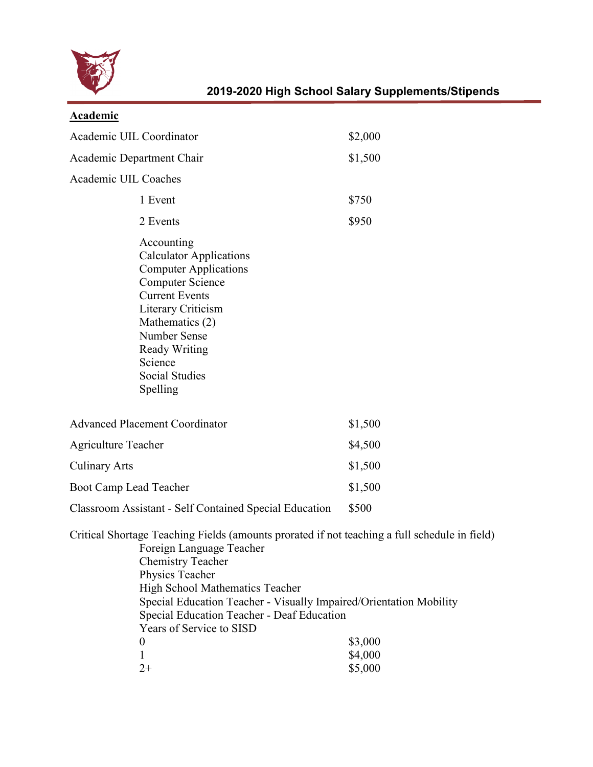# 2019-2020 High School Salary Supplements/Stipends

## Academic

| | |
|---|---|
| Academic UIL Coordinator | $2,000 |
| Academic Department Chair | $1,500 |
| Academic UIL Coaches | |
| 1 Event | $750 |
| 2 Events | $950 |

Accounting
Calculator Applications
Computer Applications
Computer Science
Current Events
Literary Criticism
Mathematics (2)
Number Sense
Ready Writing
Science
Social Studies
Spelling

| | |
|---|---|
| Advanced Placement Coordinator | $1,500 |
| Agriculture Teacher | $4,500 |
| Culinary Arts | $1,500 |
| Boot Camp Lead Teacher | $1,500 |
| Classroom Assistant - Self Contained Special Education | $500 |

Critical Shortage Teaching Fields (amounts prorated if not teaching a full schedule in field)

Foreign Language Teacher
Chemistry Teacher
Physics Teacher
High School Mathematics Teacher
Special Education Teacher - Visually Impaired/Orientation Mobility
Special Education Teacher - Deaf Education

| Years of Service to SISD | |
|---|---|
| 0 | $3,000 |
| 1 | $4,000 |
| 2+ | $5,000 |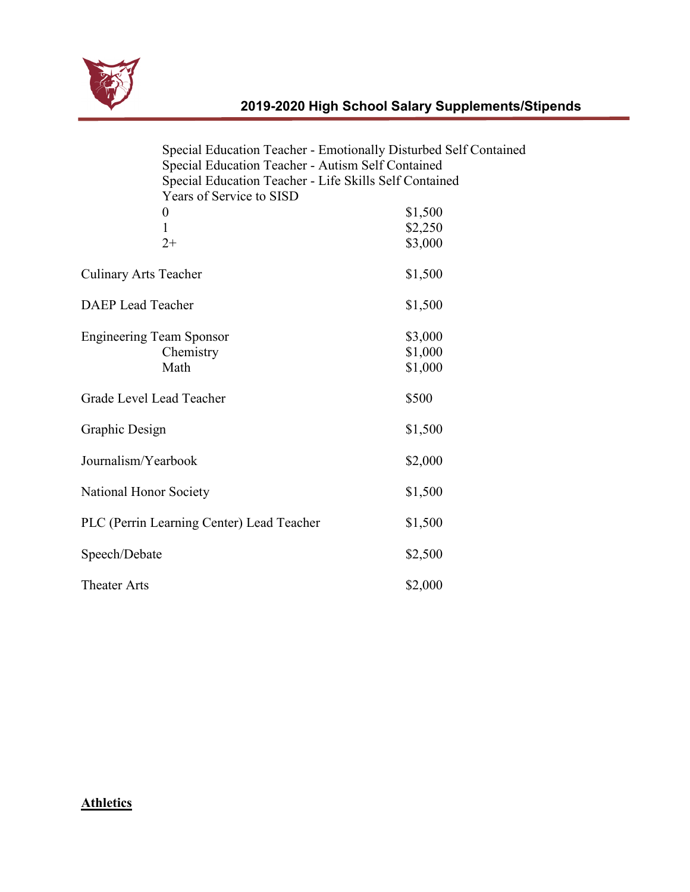## 2019-2020 High School Salary Supplements/Stipends

| | |
|---|---|
| Special Education Teacher - Emotionally Disturbed Self Contained<br>Special Education Teacher - Autism Self Contained<br>Special Education Teacher - Life Skills Self Contained<br>Years of Service to SISD | |
| 0 | $1,500 |
| 1 | $2,250 |
| 2+ | $3,000 |
| Culinary Arts Teacher | $1,500 |
| DAEP Lead Teacher | $1,500 |
| Engineering Team Sponsor | $3,000 |
| Chemistry | $1,000 |
| Math | $1,000 |
| Grade Level Lead Teacher | $500 |
| Graphic Design | $1,500 |
| Journalism/Yearbook | $2,000 |
| National Honor Society | $1,500 |
| PLC (Perrin Learning Center) Lead Teacher | $1,500 |
| Speech/Debate | $2,500 |
| Theater Arts | $2,000 |

**Athletics**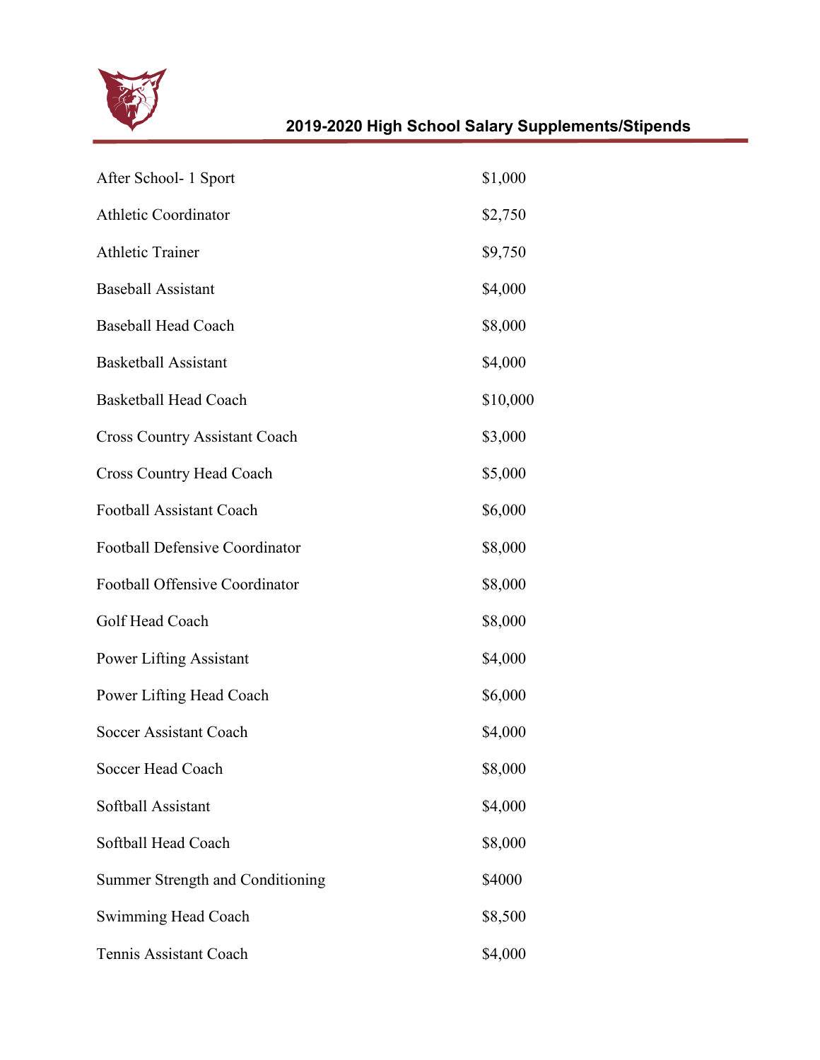## 2019-2020 High School Salary Supplements/Stipends

| | |
|---|---|
| After School- 1 Sport | $1,000 |
| Athletic Coordinator | $2,750 |
| Athletic Trainer | $9,750 |
| Baseball Assistant | $4,000 |
| Baseball Head Coach | $8,000 |
| Basketball Assistant | $4,000 |
| Basketball Head Coach | $10,000 |
| Cross Country Assistant Coach | $3,000 |
| Cross Country Head Coach | $5,000 |
| Football Assistant Coach | $6,000 |
| Football Defensive Coordinator | $8,000 |
| Football Offensive Coordinator | $8,000 |
| Golf Head Coach | $8,000 |
| Power Lifting Assistant | $4,000 |
| Power Lifting Head Coach | $6,000 |
| Soccer Assistant Coach | $4,000 |
| Soccer Head Coach | $8,000 |
| Softball Assistant | $4,000 |
| Softball Head Coach | $8,000 |
| Summer Strength and Conditioning | $4000 |
| Swimming Head Coach | $8,500 |
| Tennis Assistant Coach | $4,000 |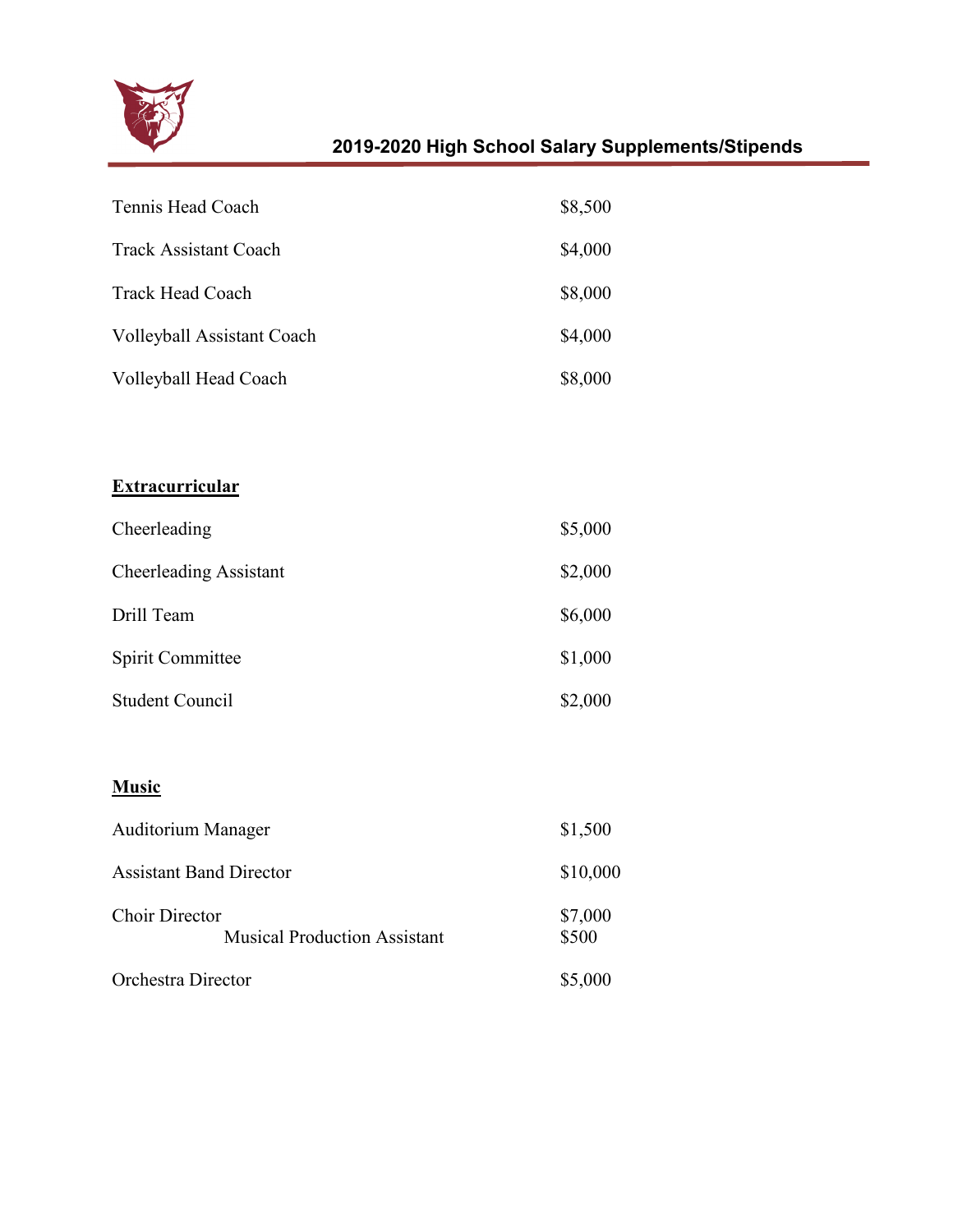## 2019-2020 High School Salary Supplements/Stipends

| | |
|---|---|
| Tennis Head Coach | $8,500 |
| Track Assistant Coach | $4,000 |
| Track Head Coach | $8,000 |
| Volleyball Assistant Coach | $4,000 |
| Volleyball Head Coach | $8,000 |

**Extracurricular**

| | |
|---|---|
| Cheerleading | $5,000 |
| Cheerleading Assistant | $2,000 |
| Drill Team | $6,000 |
| Spirit Committee | $1,000 |
| Student Council | $2,000 |

**Music**

| | |
|---|---|
| Auditorium Manager | $1,500 |
| Assistant Band Director | $10,000 |
| Choir Director | $7,000 |
| Musical Production Assistant | $500 |
| Orchestra Director | $5,000 |